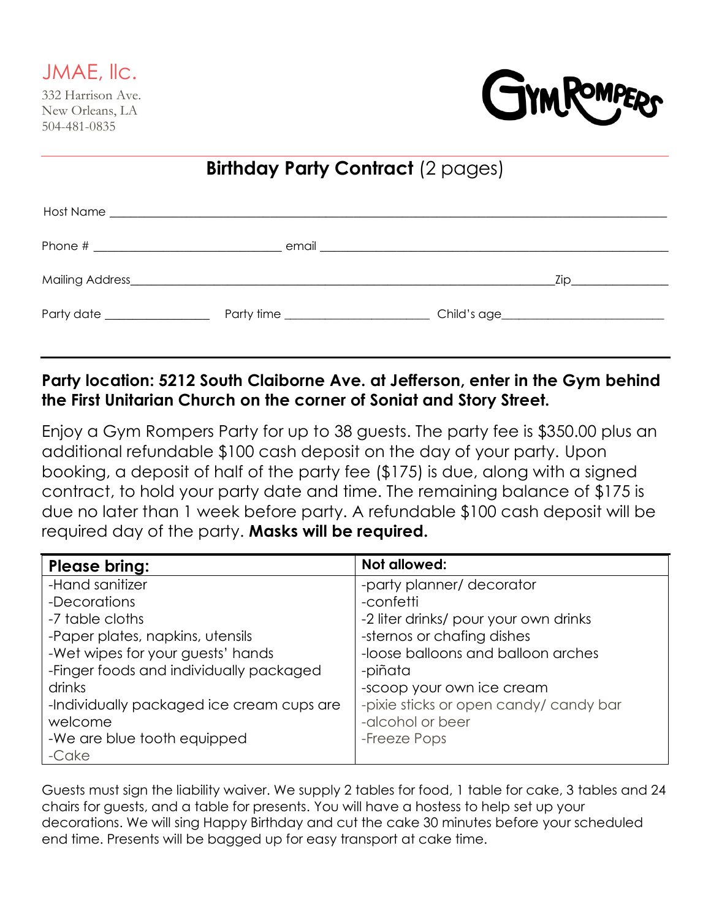JMAE, llc.

332 Harrison Ave.
New Orleans, LA
504-481-0835

GYM ROMPERS

# Birthday Party Contract (2 pages)

Host Name ____________________________________________

Phone # ______________________ email ______________________

Mailing Address__________________________________ Zip__________

Party date ____________ Party time ________________ Child's age__________________

**Party location: 5212 South Claiborne Ave. at Jefferson, enter in the Gym behind the First Unitarian Church on the corner of Soniat and Story Street.**

Enjoy a Gym Rompers Party for up to 38 guests. The party fee is $350.00 plus an additional refundable $100 cash deposit on the day of your party. Upon booking, a deposit of half of the party fee ($175) is due, along with a signed contract, to hold your party date and time. The remaining balance of $175 is due no later than 1 week before party. A refundable $100 cash deposit will be required day of the party. **Masks will be required.**

| **Please bring:** | **Not allowed:** |
|---|---|
| -Hand sanitizer<br>-Decorations<br>-7 table cloths<br>-Paper plates, napkins, utensils<br>-Wet wipes for your guests' hands<br>-Finger foods and individually packaged drinks<br>-Individually packaged ice cream cups are welcome<br>-We are blue tooth equipped<br>-Cake | -party planner/ decorator<br>-confetti<br>-2 liter drinks/ pour your own drinks<br>-sternos or chafing dishes<br>-loose balloons and balloon arches<br>-piñata<br>-scoop your own ice cream<br>-pixie sticks or open candy/ candy bar<br>-alcohol or beer<br>-Freeze Pops |

Guests must sign the liability waiver. We supply 2 tables for food, 1 table for cake, 3 tables and 24 chairs for guests, and a table for presents. You will have a hostess to help set up your decorations. We will sing Happy Birthday and cut the cake 30 minutes before your scheduled end time. Presents will be bagged up for easy transport at cake time.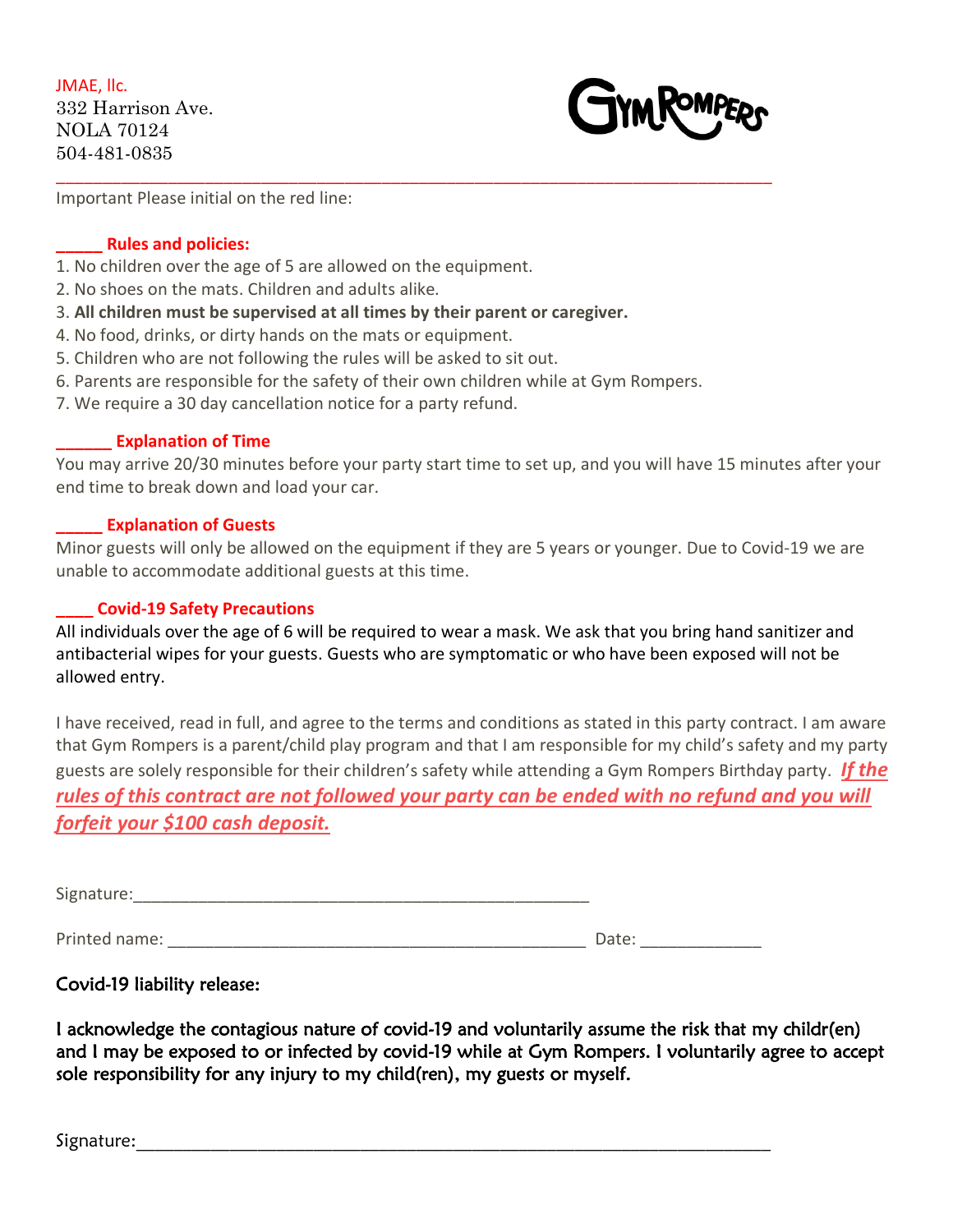JMAE, llc.
332 Harrison Ave.
NOLA 70124
504-481-0835

GymRompers

---

Important Please initial on the red line:

**_____ Rules and policies:**

1. No children over the age of 5 are allowed on the equipment.
2. No shoes on the mats. Children and adults alike.
3. **All children must be supervised at all times by their parent or caregiver.**
4. No food, drinks, or dirty hands on the mats or equipment.
5. Children who are not following the rules will be asked to sit out.
6. Parents are responsible for the safety of their own children while at Gym Rompers.
7. We require a 30 day cancellation notice for a party refund.

**______ Explanation of Time**

You may arrive 20/30 minutes before your party start time to set up, and you will have 15 minutes after your end time to break down and load your car.

**_____ Explanation of Guests**

Minor guests will only be allowed on the equipment if they are 5 years or younger. Due to Covid-19 we are unable to accommodate additional guests at this time.

**____ Covid-19 Safety Precautions**

All individuals over the age of 6 will be required to wear a mask. We ask that you bring hand sanitizer and antibacterial wipes for your guests. Guests who are symptomatic or who have been exposed will not be allowed entry.

I have received, read in full, and agree to the terms and conditions as stated in this party contract. I am aware that Gym Rompers is a parent/child play program and that I am responsible for my child's safety and my party guests are solely responsible for their children's safety while attending a Gym Rompers Birthday party. ***If the rules of this contract are not followed your party can be ended with no refund and you will forfeit your $100 cash deposit.***

Signature:_______________________________________________

Printed name: _________________________________________ Date: ____________

Covid-19 liability release:

**I acknowledge the contagious nature of covid-19 and voluntarily assume the risk that my childr(en) and I may be exposed to or infected by covid-19 while at Gym Rompers. I voluntarily agree to accept sole responsibility for any injury to my child(ren), my guests or myself.**

Signature:_____________________________________________________________